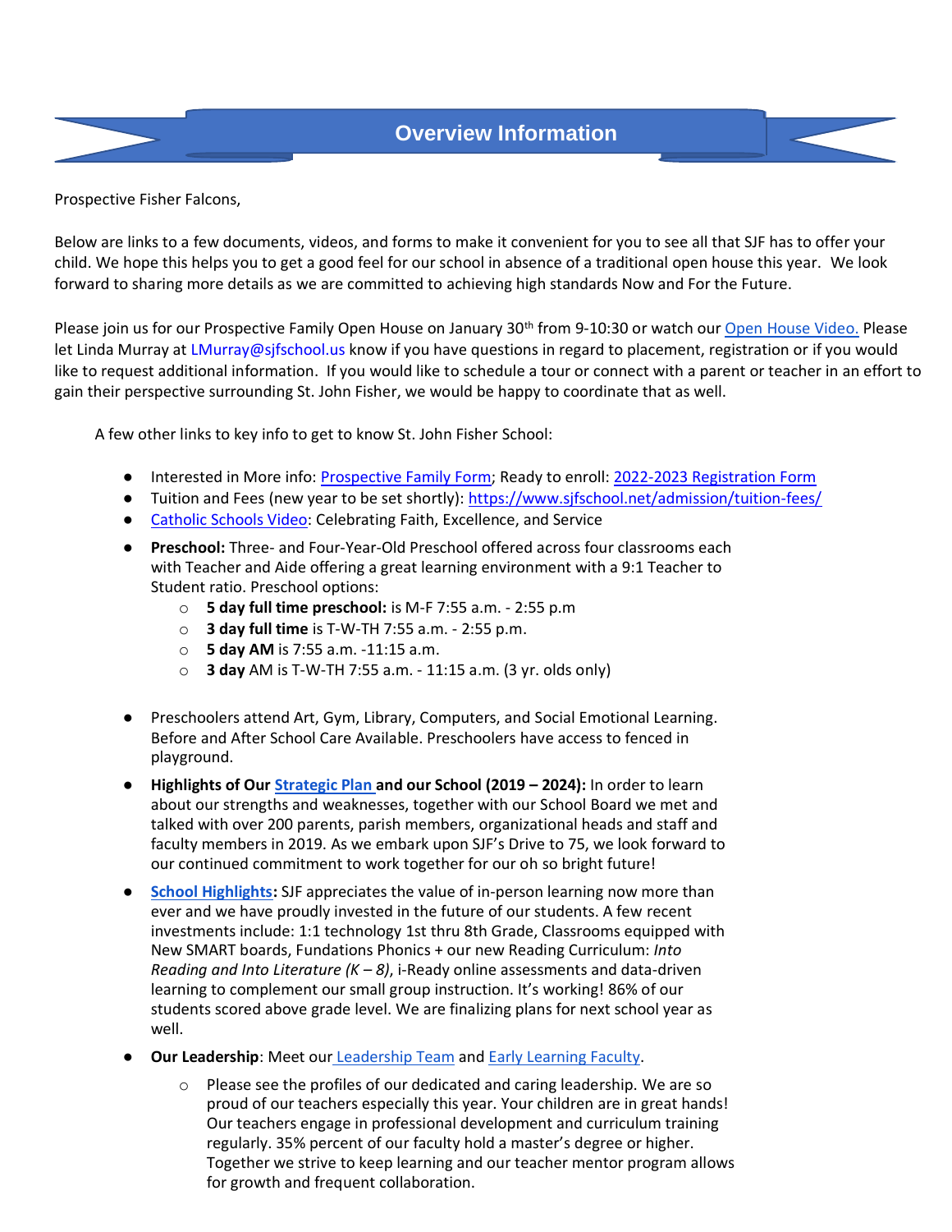# Overview Information

Prospective Fisher Falcons,

Below are links to a few documents, videos, and forms to make it convenient for you to see all that SJF has to offer your child. We hope this helps you to get a good feel for our school in absence of a traditional open house this year. We look forward to sharing more details as we are committed to achieving high standards Now and For the Future.

Please join us for our Prospective Family Open House on January 30th from 9-10:30 or watch our Open House Video. Please let Linda Murray at LMurray@sjfschool.us know if you have questions in regard to placement, registration or if you would like to request additional information. If you would like to schedule a tour or connect with a parent or teacher in an effort to gain their perspective surrounding St. John Fisher, we would be happy to coordinate that as well.

A few other links to key info to get to know St. John Fisher School:

- Interested in More info: Prospective Family Form; Ready to enroll: 2022-2023 Registration Form
- Tuition and Fees (new year to be set shortly): https://www.sjfschool.net/admission/tuition-fees/
- Catholic Schools Video: Celebrating Faith, Excellence, and Service
- **Preschool:** Three- and Four-Year-Old Preschool offered across four classrooms each with Teacher and Aide offering a great learning environment with a 9:1 Teacher to Student ratio. Preschool options:
  - **5 day full time preschool:** is M-F 7:55 a.m. - 2:55 p.m
  - **3 day full time** is T-W-TH 7:55 a.m. - 2:55 p.m.
  - **5 day AM** is 7:55 a.m. -11:15 a.m.
  - **3 day** AM is T-W-TH 7:55 a.m. - 11:15 a.m. (3 yr. olds only)
- Preschoolers attend Art, Gym, Library, Computers, and Social Emotional Learning. Before and After School Care Available. Preschoolers have access to fenced in playground.
- **Highlights of Our Strategic Plan and our School (2019 – 2024):** In order to learn about our strengths and weaknesses, together with our School Board we met and talked with over 200 parents, parish members, organizational heads and staff and faculty members in 2019. As we embark upon SJF's Drive to 75, we look forward to our continued commitment to work together for our oh so bright future!
- **School Highlights:** SJF appreciates the value of in-person learning now more than ever and we have proudly invested in the future of our students. A few recent investments include: 1:1 technology 1st thru 8th Grade, Classrooms equipped with New SMART boards, Fundations Phonics + our new Reading Curriculum: *Into Reading and Into Literature (K – 8)*, i-Ready online assessments and data-driven learning to complement our small group instruction. It's working! 86% of our students scored above grade level. We are finalizing plans for next school year as well.
- **Our Leadership**: Meet our Leadership Team and Early Learning Faculty.
  - Please see the profiles of our dedicated and caring leadership. We are so proud of our teachers especially this year. Your children are in great hands! Our teachers engage in professional development and curriculum training regularly. 35% percent of our faculty hold a master's degree or higher. Together we strive to keep learning and our teacher mentor program allows for growth and frequent collaboration.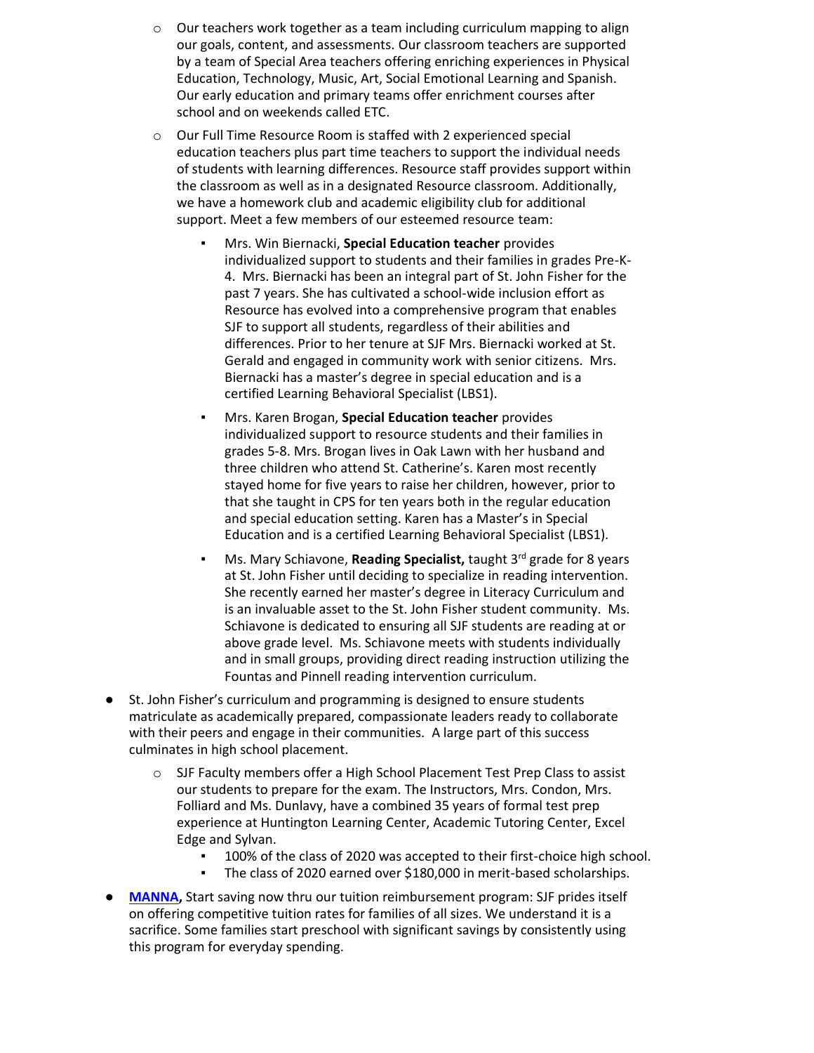- Our teachers work together as a team including curriculum mapping to align our goals, content, and assessments. Our classroom teachers are supported by a team of Special Area teachers offering enriching experiences in Physical Education, Technology, Music, Art, Social Emotional Learning and Spanish. Our early education and primary teams offer enrichment courses after school and on weekends called ETC.
- Our Full Time Resource Room is staffed with 2 experienced special education teachers plus part time teachers to support the individual needs of students with learning differences. Resource staff provides support within the classroom as well as in a designated Resource classroom. Additionally, we have a homework club and academic eligibility club for additional support. Meet a few members of our esteemed resource team:
  - Mrs. Win Biernacki, **Special Education teacher** provides individualized support to students and their families in grades Pre-K-4. Mrs. Biernacki has been an integral part of St. John Fisher for the past 7 years. She has cultivated a school-wide inclusion effort as Resource has evolved into a comprehensive program that enables SJF to support all students, regardless of their abilities and differences. Prior to her tenure at SJF Mrs. Biernacki worked at St. Gerald and engaged in community work with senior citizens. Mrs. Biernacki has a master's degree in special education and is a certified Learning Behavioral Specialist (LBS1).
  - Mrs. Karen Brogan, **Special Education teacher** provides individualized support to resource students and their families in grades 5-8. Mrs. Brogan lives in Oak Lawn with her husband and three children who attend St. Catherine's. Karen most recently stayed home for five years to raise her children, however, prior to that she taught in CPS for ten years both in the regular education and special education setting. Karen has a Master's in Special Education and is a certified Learning Behavioral Specialist (LBS1).
  - Ms. Mary Schiavone, **Reading Specialist,** taught 3rd grade for 8 years at St. John Fisher until deciding to specialize in reading intervention. She recently earned her master's degree in Literacy Curriculum and is an invaluable asset to the St. John Fisher student community. Ms. Schiavone is dedicated to ensuring all SJF students are reading at or above grade level. Ms. Schiavone meets with students individually and in small groups, providing direct reading instruction utilizing the Fountas and Pinnell reading intervention curriculum.

- St. John Fisher's curriculum and programming is designed to ensure students matriculate as academically prepared, compassionate leaders ready to collaborate with their peers and engage in their communities. A large part of this success culminates in high school placement.
  - SJF Faculty members offer a High School Placement Test Prep Class to assist our students to prepare for the exam. The Instructors, Mrs. Condon, Mrs. Folliard and Ms. Dunlavy, have a combined 35 years of formal test prep experience at Huntington Learning Center, Academic Tutoring Center, Excel Edge and Sylvan.
    - 100% of the class of 2020 was accepted to their first-choice high school.
    - The class of 2020 earned over $180,000 in merit-based scholarships.
- **MANNA,** Start saving now thru our tuition reimbursement program: SJF prides itself on offering competitive tuition rates for families of all sizes. We understand it is a sacrifice. Some families start preschool with significant savings by consistently using this program for everyday spending.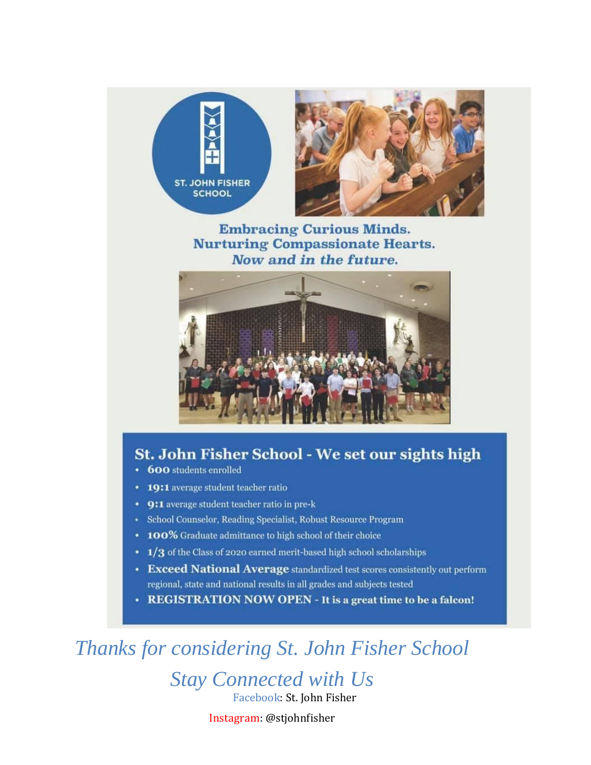ST. JOHN FISHER SCHOOL

**Embracing Curious Minds.**
**Nurturing Compassionate Hearts.**
***Now and in the future.***

## St. John Fisher School - We set our sights high

- **600** students enrolled
- **19:1** average student teacher ratio
- **9:1** average student teacher ratio in pre-k
- School Counselor, Reading Specialist, Robust Resource Program
- **100%** Graduate admittance to high school of their choice
- **1/3** of the Class of 2020 earned merit-based high school scholarships
- **Exceed National Average** standardized test scores consistently out perform regional, state and national results in all grades and subjects tested
- **REGISTRATION NOW OPEN - It is a great time to be a falcon!**

*Thanks for considering St. John Fisher School*

*Stay Connected with Us*

Facebook: St. John Fisher

Instagram: @stjohnfisher